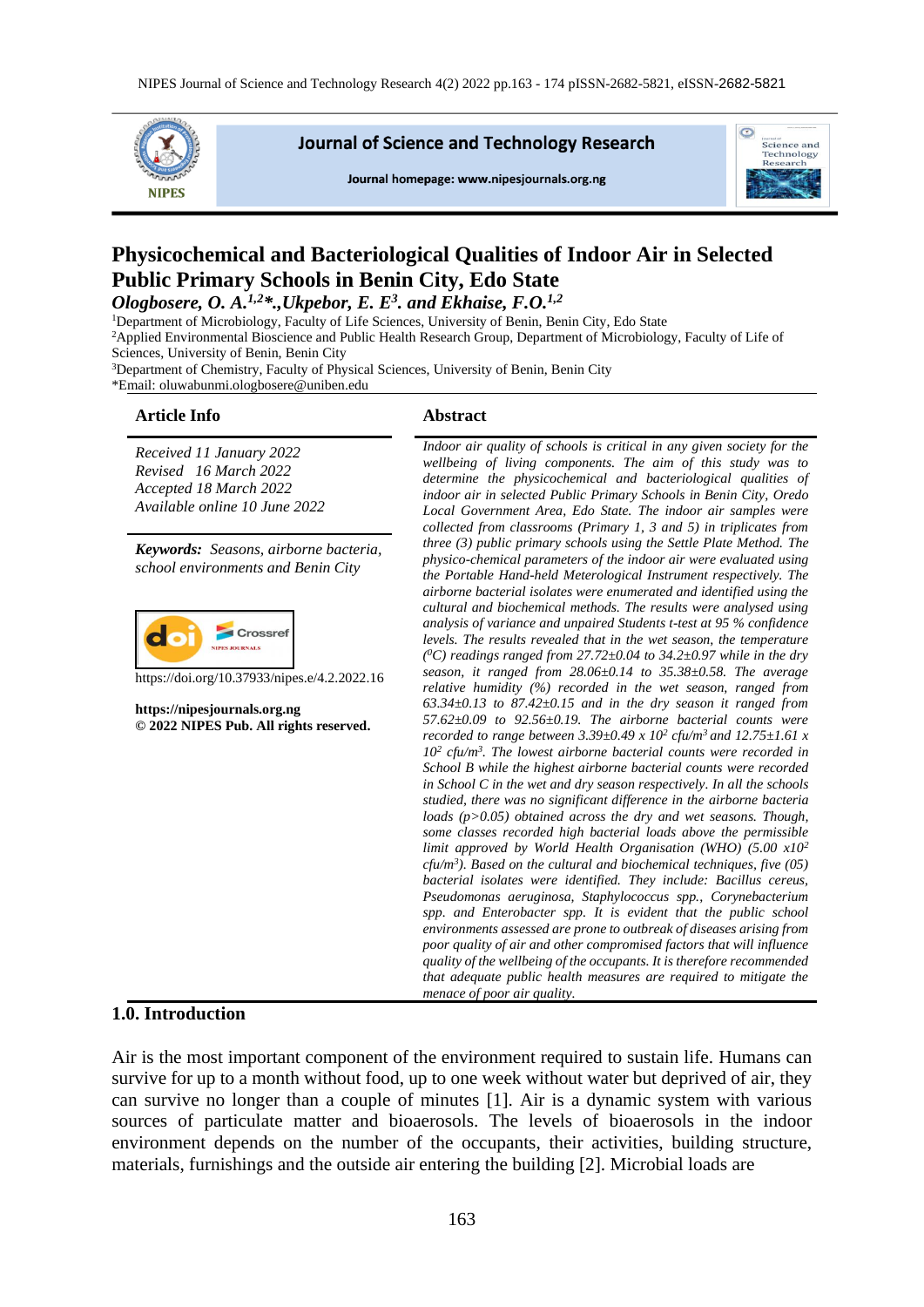# Physicochemical and Bacteriological Qualities of Indoor Air in Selected Public Primary Schools in Benin City, Edo State

***Ologbosere, O. A.[1,2]*., Ukpebor, E. E[3]. and Ekhaise, F.O.[1,2]***

[1]Department of Microbiology, Faculty of Life Sciences, University of Benin, Benin City, Edo State
[2]Applied Environmental Bioscience and Public Health Research Group, Department of Microbiology, Faculty of Life of Sciences, University of Benin, Benin City
[3]Department of Chemistry, Faculty of Physical Sciences, University of Benin, Benin City
*Email: oluwabunmi.ologbosere@uniben.edu

## Article Info

*Received 11 January 2022*
*Revised 16 March 2022*
*Accepted 18 March 2022*
*Available online 10 June 2022*

***Keywords:*** *Seasons, airborne bacteria, school environments and Benin City*

https://doi.org/10.37933/nipes.e/4.2.2022.16

**https://nipesjournals.org.ng**
**© 2022 NIPES Pub. All rights reserved.**

## Abstract

*Indoor air quality of schools is critical in any given society for the wellbeing of living components. The aim of this study was to determine the physicochemical and bacteriological qualities of indoor air in selected Public Primary Schools in Benin City, Oredo Local Government Area, Edo State. The indoor air samples were collected from classrooms (Primary 1, 3 and 5) in triplicates from three (3) public primary schools using the Settle Plate Method. The physico-chemical parameters of the indoor air were evaluated using the Portable Hand-held Meterological Instrument respectively. The airborne bacterial isolates were enumerated and identified using the cultural and biochemical methods. The results were analysed using analysis of variance and unpaired Students t-test at 95 % confidence levels. The results revealed that in the wet season, the temperature ($^0$C) readings ranged from 27.72±0.04 to 34.2±0.97 while in the dry season, it ranged from 28.06±0.14 to 35.38±0.58. The average relative humidity (%) recorded in the wet season, ranged from 63.34±0.13 to 87.42±0.15 and in the dry season it ranged from 57.62±0.09 to 92.56±0.19. The airborne bacterial counts were recorded to range between 3.39±0.49 x $10^2$ cfu/m$^3$ and 12.75±1.61 x $10^2$ cfu/m$^3$. The lowest airborne bacterial counts were recorded in School B while the highest airborne bacterial counts were recorded in School C in the wet and dry season respectively. In all the schools studied, there was no significant difference in the airborne bacteria loads (p>0.05) obtained across the dry and wet seasons. Though, some classes recorded high bacterial loads above the permissible limit approved by World Health Organisation (WHO) (5.00 x$10^2$ cfu/m$^3$). Based on the cultural and biochemical techniques, five (05) bacterial isolates were identified. They include: Bacillus cereus, Pseudomonas aeruginosa, Staphylococcus spp., Corynebacterium spp. and Enterobacter spp. It is evident that the public school environments assessed are prone to outbreak of diseases arising from poor quality of air and other compromised factors that will influence quality of the wellbeing of the occupants. It is therefore recommended that adequate public health measures are required to mitigate the menace of poor air quality.*

## 1.0. Introduction

Air is the most important component of the environment required to sustain life. Humans can survive for up to a month without food, up to one week without water but deprived of air, they can survive no longer than a couple of minutes [1]. Air is a dynamic system with various sources of particulate matter and bioaerosols. The levels of bioaerosols in the indoor environment depends on the number of the occupants, their activities, building structure, materials, furnishings and the outside air entering the building [2]. Microbial loads are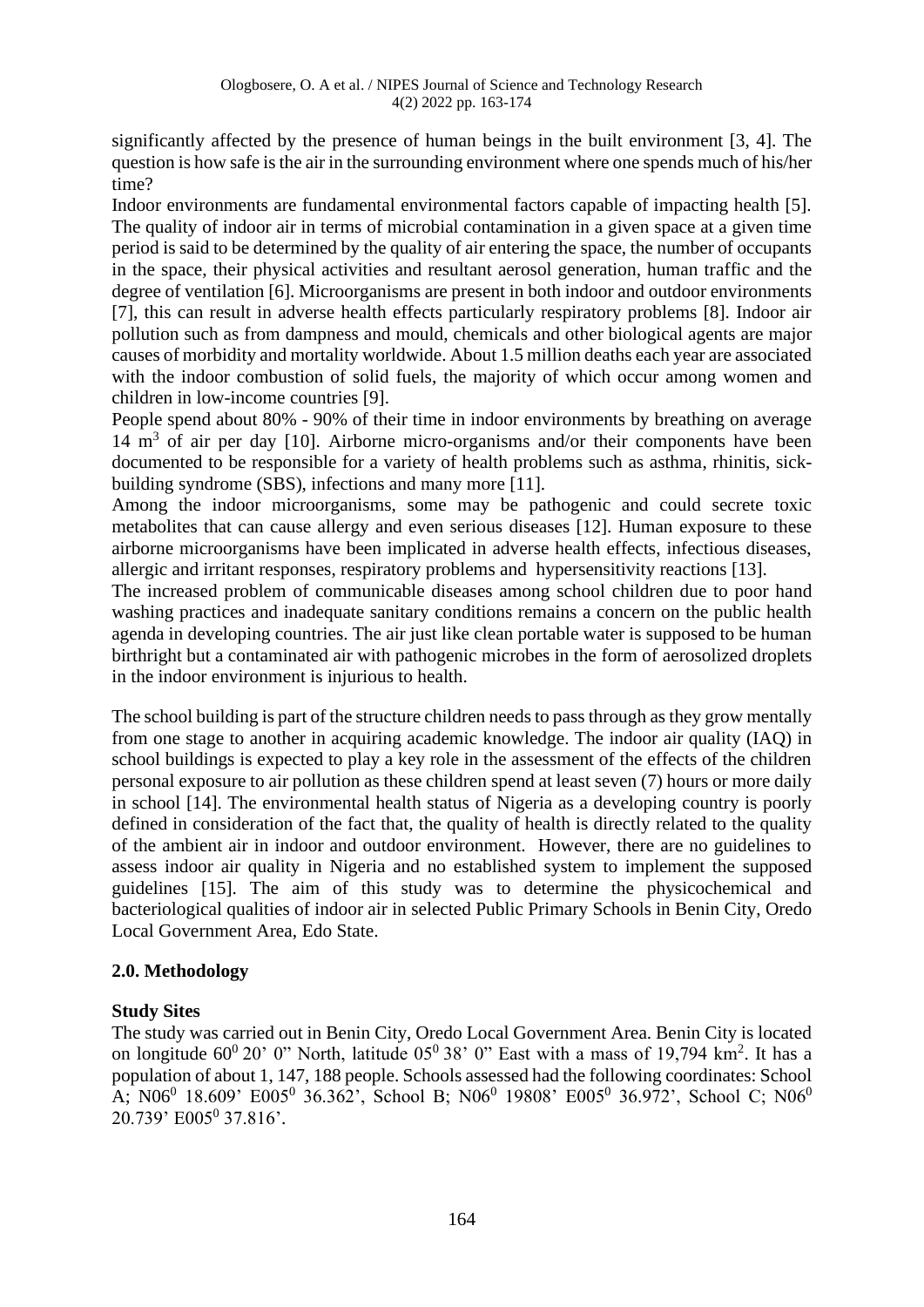significantly affected by the presence of human beings in the built environment [3, 4]. The question is how safe is the air in the surrounding environment where one spends much of his/her time?

Indoor environments are fundamental environmental factors capable of impacting health [5]. The quality of indoor air in terms of microbial contamination in a given space at a given time period is said to be determined by the quality of air entering the space, the number of occupants in the space, their physical activities and resultant aerosol generation, human traffic and the degree of ventilation [6]. Microorganisms are present in both indoor and outdoor environments [7], this can result in adverse health effects particularly respiratory problems [8]. Indoor air pollution such as from dampness and mould, chemicals and other biological agents are major causes of morbidity and mortality worldwide. About 1.5 million deaths each year are associated with the indoor combustion of solid fuels, the majority of which occur among women and children in low-income countries [9].

People spend about 80% - 90% of their time in indoor environments by breathing on average 14 $m^3$ of air per day [10]. Airborne micro-organisms and/or their components have been documented to be responsible for a variety of health problems such as asthma, rhinitis, sick-building syndrome (SBS), infections and many more [11].

Among the indoor microorganisms, some may be pathogenic and could secrete toxic metabolites that can cause allergy and even serious diseases [12]. Human exposure to these airborne microorganisms have been implicated in adverse health effects, infectious diseases, allergic and irritant responses, respiratory problems and hypersensitivity reactions [13].

The increased problem of communicable diseases among school children due to poor hand washing practices and inadequate sanitary conditions remains a concern on the public health agenda in developing countries. The air just like clean portable water is supposed to be human birthright but a contaminated air with pathogenic microbes in the form of aerosolized droplets in the indoor environment is injurious to health.

The school building is part of the structure children needs to pass through as they grow mentally from one stage to another in acquiring academic knowledge. The indoor air quality (IAQ) in school buildings is expected to play a key role in the assessment of the effects of the children personal exposure to air pollution as these children spend at least seven (7) hours or more daily in school [14]. The environmental health status of Nigeria as a developing country is poorly defined in consideration of the fact that, the quality of health is directly related to the quality of the ambient air in indoor and outdoor environment. However, there are no guidelines to assess indoor air quality in Nigeria and no established system to implement the supposed guidelines [15]. The aim of this study was to determine the physicochemical and bacteriological qualities of indoor air in selected Public Primary Schools in Benin City, Oredo Local Government Area, Edo State.

## 2.0. Methodology

### Study Sites

The study was carried out in Benin City, Oredo Local Government Area. Benin City is located on longitude $60^0$ 20' 0" North, latitude $05^0$ 38' 0" East with a mass of 19,794 $km^2$. It has a population of about 1, 147, 188 people. Schools assessed had the following coordinates: School A; N06$^0$ 18.609' E005$^0$ 36.362', School B; N06$^0$ 19808' E005$^0$ 36.972', School C; N06$^0$ 20.739' E005$^0$ 37.816'.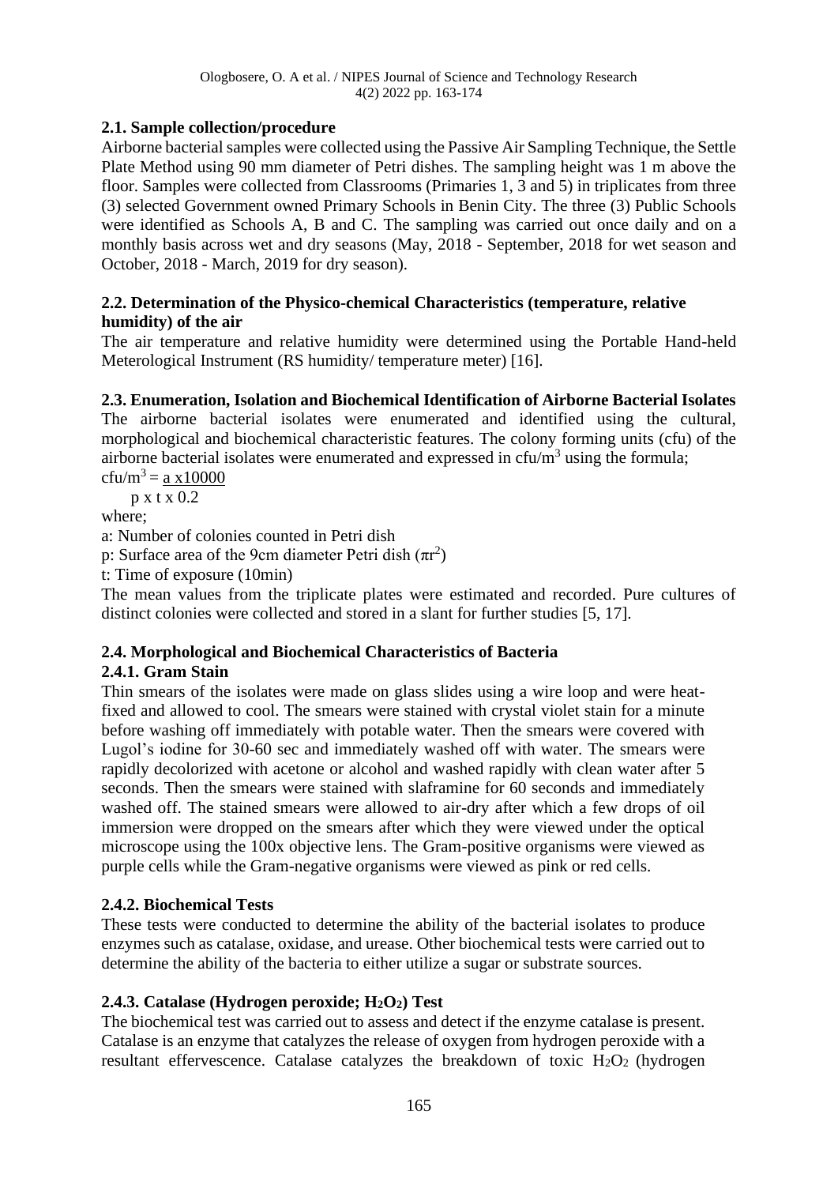### 2.1. Sample collection/procedure

Airborne bacterial samples were collected using the Passive Air Sampling Technique, the Settle Plate Method using 90 mm diameter of Petri dishes. The sampling height was 1 m above the floor. Samples were collected from Classrooms (Primaries 1, 3 and 5) in triplicates from three (3) selected Government owned Primary Schools in Benin City. The three (3) Public Schools were identified as Schools A, B and C. The sampling was carried out once daily and on a monthly basis across wet and dry seasons (May, 2018 - September, 2018 for wet season and October, 2018 - March, 2019 for dry season).

### 2.2. Determination of the Physico-chemical Characteristics (temperature, relative humidity) of the air

The air temperature and relative humidity were determined using the Portable Hand-held Meterological Instrument (RS humidity/ temperature meter) [16].

### 2.3. Enumeration, Isolation and Biochemical Identification of Airborne Bacterial Isolates

The airborne bacterial isolates were enumerated and identified using the cultural, morphological and biochemical characteristic features. The colony forming units (cfu) of the airborne bacterial isolates were enumerated and expressed in cfu/m$^3$ using the formula;

$$cfu/m^3 = \frac{a \times 10000}{p \times t \times 0.2}$$

where;

a: Number of colonies counted in Petri dish

p: Surface area of the 9cm diameter Petri dish ($\pi r^2$)

t: Time of exposure (10min)

The mean values from the triplicate plates were estimated and recorded. Pure cultures of distinct colonies were collected and stored in a slant for further studies [5, 17].

### 2.4. Morphological and Biochemical Characteristics of Bacteria

#### 2.4.1. Gram Stain

Thin smears of the isolates were made on glass slides using a wire loop and were heat-fixed and allowed to cool. The smears were stained with crystal violet stain for a minute before washing off immediately with potable water. Then the smears were covered with Lugol's iodine for 30-60 sec and immediately washed off with water. The smears were rapidly decolorized with acetone or alcohol and washed rapidly with clean water after 5 seconds. Then the smears were stained with slaframine for 60 seconds and immediately washed off. The stained smears were allowed to air-dry after which a few drops of oil immersion were dropped on the smears after which they were viewed under the optical microscope using the 100x objective lens. The Gram-positive organisms were viewed as purple cells while the Gram-negative organisms were viewed as pink or red cells.

#### 2.4.2. Biochemical Tests

These tests were conducted to determine the ability of the bacterial isolates to produce enzymes such as catalase, oxidase, and urease. Other biochemical tests were carried out to determine the ability of the bacteria to either utilize a sugar or substrate sources.

#### 2.4.3. Catalase (Hydrogen peroxide; $H_2O_2$) Test

The biochemical test was carried out to assess and detect if the enzyme catalase is present. Catalase is an enzyme that catalyzes the release of oxygen from hydrogen peroxide with a resultant effervescence. Catalase catalyzes the breakdown of toxic $H_2O_2$ (hydrogen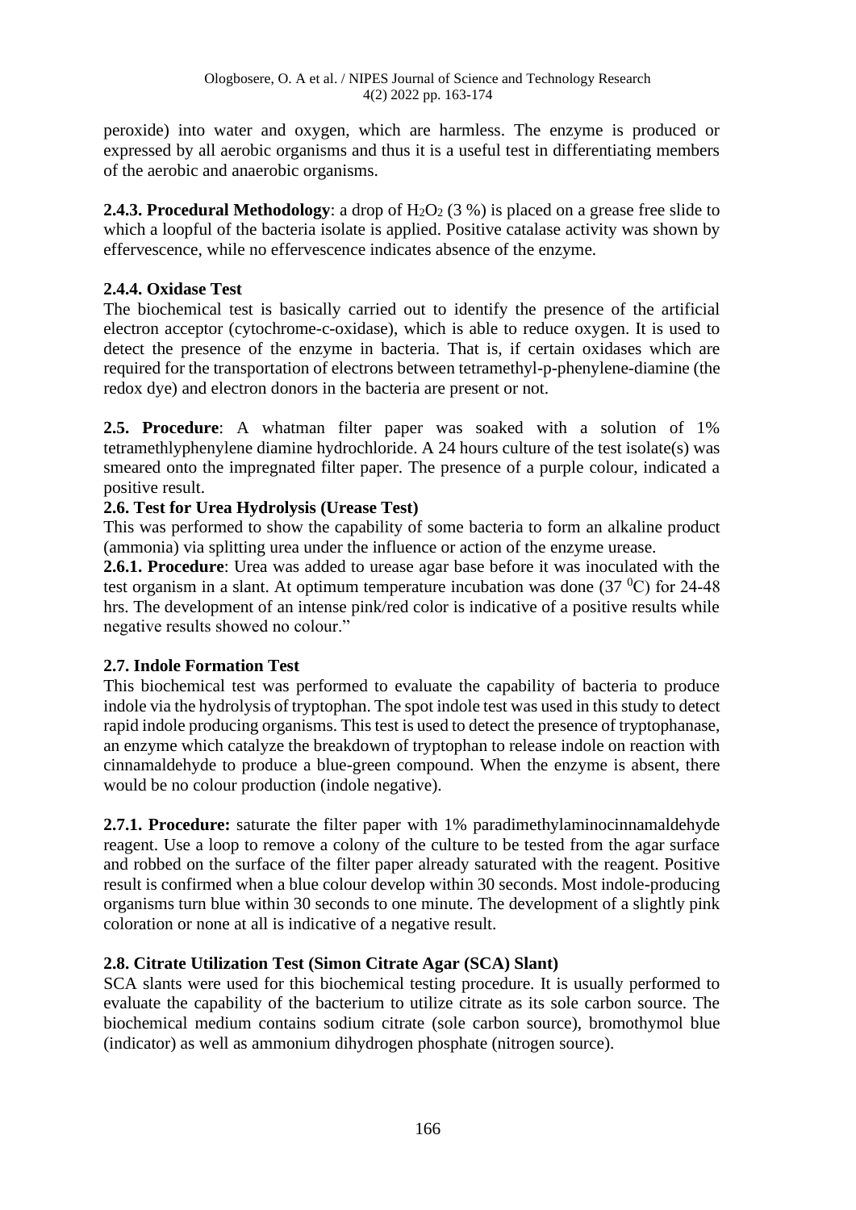peroxide) into water and oxygen, which are harmless. The enzyme is produced or expressed by all aerobic organisms and thus it is a useful test in differentiating members of the aerobic and anaerobic organisms.

**2.4.3. Procedural Methodology**: a drop of $H_2O_2$ (3 %) is placed on a grease free slide to which a loopful of the bacteria isolate is applied. Positive catalase activity was shown by effervescence, while no effervescence indicates absence of the enzyme.

### 2.4.4. Oxidase Test

The biochemical test is basically carried out to identify the presence of the artificial electron acceptor (cytochrome-c-oxidase), which is able to reduce oxygen. It is used to detect the presence of the enzyme in bacteria. That is, if certain oxidases which are required for the transportation of electrons between tetramethyl-p-phenylene-diamine (the redox dye) and electron donors in the bacteria are present or not.

**2.5. Procedure**: A whatman filter paper was soaked with a solution of 1% tetramethlyphenylene diamine hydrochloride. A 24 hours culture of the test isolate(s) was smeared onto the impregnated filter paper. The presence of a purple colour, indicated a positive result.

### 2.6. Test for Urea Hydrolysis (Urease Test)

This was performed to show the capability of some bacteria to form an alkaline product (ammonia) via splitting urea under the influence or action of the enzyme urease.

**2.6.1. Procedure**: Urea was added to urease agar base before it was inoculated with the test organism in a slant. At optimum temperature incubation was done (37 $^0$C) for 24-48 hrs. The development of an intense pink/red color is indicative of a positive results while negative results showed no colour."

### 2.7. Indole Formation Test

This biochemical test was performed to evaluate the capability of bacteria to produce indole via the hydrolysis of tryptophan. The spot indole test was used in this study to detect rapid indole producing organisms. This test is used to detect the presence of tryptophanase, an enzyme which catalyze the breakdown of tryptophan to release indole on reaction with cinnamaldehyde to produce a blue-green compound. When the enzyme is absent, there would be no colour production (indole negative).

**2.7.1. Procedure:** saturate the filter paper with 1% paradimethylaminocinnamaldehyde reagent. Use a loop to remove a colony of the culture to be tested from the agar surface and robbed on the surface of the filter paper already saturated with the reagent. Positive result is confirmed when a blue colour develop within 30 seconds. Most indole-producing organisms turn blue within 30 seconds to one minute. The development of a slightly pink coloration or none at all is indicative of a negative result.

### 2.8. Citrate Utilization Test (Simon Citrate Agar (SCA) Slant)

SCA slants were used for this biochemical testing procedure. It is usually performed to evaluate the capability of the bacterium to utilize citrate as its sole carbon source. The biochemical medium contains sodium citrate (sole carbon source), bromothymol blue (indicator) as well as ammonium dihydrogen phosphate (nitrogen source).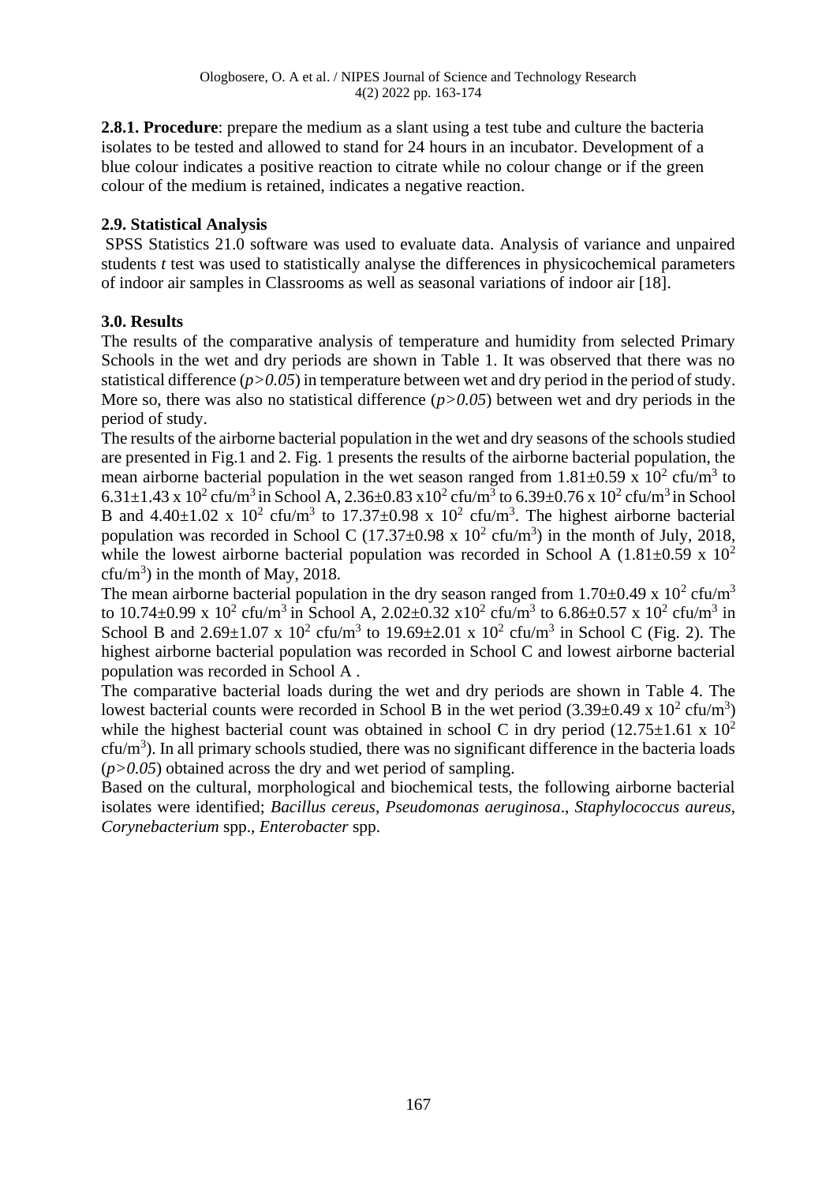**2.8.1. Procedure**: prepare the medium as a slant using a test tube and culture the bacteria isolates to be tested and allowed to stand for 24 hours in an incubator. Development of a blue colour indicates a positive reaction to citrate while no colour change or if the green colour of the medium is retained, indicates a negative reaction.

### 2.9. Statistical Analysis

SPSS Statistics 21.0 software was used to evaluate data. Analysis of variance and unpaired students *t* test was used to statistically analyse the differences in physicochemical parameters of indoor air samples in Classrooms as well as seasonal variations of indoor air [18].

## 3.0. Results

The results of the comparative analysis of temperature and humidity from selected Primary Schools in the wet and dry periods are shown in Table 1. It was observed that there was no statistical difference ($p>0.05$) in temperature between wet and dry period in the period of study. More so, there was also no statistical difference ($p>0.05$) between wet and dry periods in the period of study.

The results of the airborne bacterial population in the wet and dry seasons of the schools studied are presented in Fig.1 and 2. Fig. 1 presents the results of the airborne bacterial population, the mean airborne bacterial population in the wet season ranged from $1.81\pm0.59 \times 10^2$ cfu/m$^3$ to $6.31\pm1.43 \times 10^2$ cfu/m$^3$ in School A, $2.36\pm0.83 \times 10^2$ cfu/m$^3$ to $6.39\pm0.76 \times 10^2$ cfu/m$^3$ in School B and $4.40\pm1.02 \times 10^2$ cfu/m$^3$ to $17.37\pm0.98 \times 10^2$ cfu/m$^3$. The highest airborne bacterial population was recorded in School C ($17.37\pm0.98 \times 10^2$ cfu/m$^3$) in the month of July, 2018, while the lowest airborne bacterial population was recorded in School A ($1.81\pm0.59 \times 10^2$ cfu/m$^3$) in the month of May, 2018.

The mean airborne bacterial population in the dry season ranged from $1.70\pm0.49 \times 10^2$ cfu/m$^3$ to $10.74\pm0.99 \times 10^2$ cfu/m$^3$ in School A, $2.02\pm0.32 \times 10^2$ cfu/m$^3$ to $6.86\pm0.57 \times 10^2$ cfu/m$^3$ in School B and $2.69\pm1.07 \times 10^2$ cfu/m$^3$ to $19.69\pm2.01 \times 10^2$ cfu/m$^3$ in School C (Fig. 2). The highest airborne bacterial population was recorded in School C and lowest airborne bacterial population was recorded in School A .

The comparative bacterial loads during the wet and dry periods are shown in Table 4. The lowest bacterial counts were recorded in School B in the wet period ($3.39\pm0.49 \times 10^2$ cfu/m$^3$) while the highest bacterial count was obtained in school C in dry period ($12.75\pm1.61 \times 10^2$ cfu/m$^3$). In all primary schools studied, there was no significant difference in the bacteria loads ($p>0.05$) obtained across the dry and wet period of sampling.

Based on the cultural, morphological and biochemical tests, the following airborne bacterial isolates were identified; *Bacillus cereus*, *Pseudomonas aeruginosa*., *Staphylococcus aureus*, *Corynebacterium* spp., *Enterobacter* spp.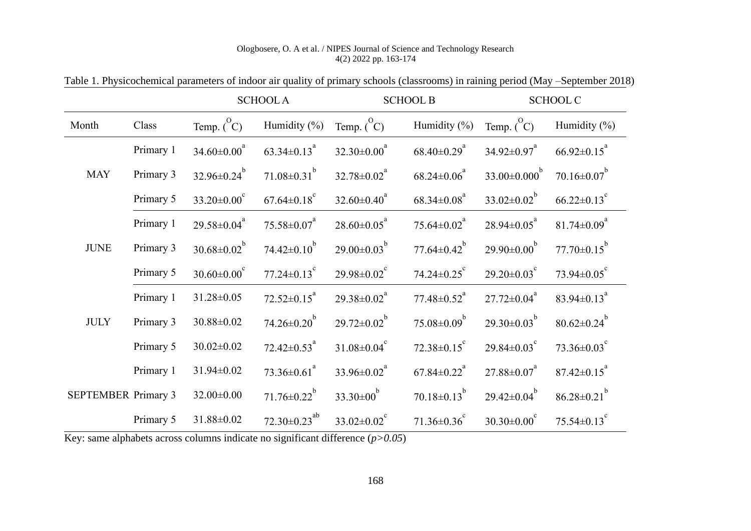Table 1. Physicochemical parameters of indoor air quality of primary schools (classrooms) in raining period (May –September 2018)

| | | SCHOOL A | | SCHOOL B | | SCHOOL C | |
|---|---|---|---|---|---|---|---|
| Month | Class | Temp. ($^{O}$C) | Humidity (%) | Temp. ($^{O}$C) | Humidity (%) | Temp. ($^{O}$C) | Humidity (%) |
| MAY | Primary 1 | 34.60±0.00[a] | 63.34±0.13[a] | 32.30±0.00[a] | 68.40±0.29[a] | 34.92±0.97[a] | 66.92±0.15[a] |
| | Primary 3 | 32.96±0.24[b] | 71.08±0.31[b] | 32.78±0.02[a] | 68.24±0.06[a] | 33.00±0.000[b] | 70.16±0.07[b] |
| | Primary 5 | 33.20±0.00[c] | 67.64±0.18[c] | 32.60±0.40[a] | 68.34±0.08[a] | 33.02±0.02[b] | 66.22±0.13[c] |
| JUNE | Primary 1 | 29.58±0.04[a] | 75.58±0.07[a] | 28.60±0.05[a] | 75.64±0.02[a] | 28.94±0.05[a] | 81.74±0.09[a] |
| | Primary 3 | 30.68±0.02[b] | 74.42±0.10[b] | 29.00±0.03[b] | 77.64±0.42[b] | 29.90±0.00[b] | 77.70±0.15[b] |
| | Primary 5 | 30.60±0.00[c] | 77.24±0.13[c] | 29.98±0.02[c] | 74.24±0.25[c] | 29.20±0.03[c] | 73.94±0.05[c] |
| JULY | Primary 1 | 31.28±0.05 | 72.52±0.15[a] | 29.38±0.02[a] | 77.48±0.52[a] | 27.72±0.04[a] | 83.94±0.13[a] |
| | Primary 3 | 30.88±0.02 | 74.26±0.20[b] | 29.72±0.02[b] | 75.08±0.09[b] | 29.30±0.03[b] | 80.62±0.24[b] |
| | Primary 5 | 30.02±0.02 | 72.42±0.53[a] | 31.08±0.04[c] | 72.38±0.15[c] | 29.84±0.03[c] | 73.36±0.03[c] |
| SEPTEMBER | Primary 1 | 31.94±0.02 | 73.36±0.61[a] | 33.96±0.02[a] | 67.84±0.22[a] | 27.88±0.07[a] | 87.42±0.15[a] |
| | Primary 3 | 32.00±0.00 | 71.76±0.22[b] | 33.30±00[b] | 70.18±0.13[b] | 29.42±0.04[b] | 86.28±0.21[b] |
| | Primary 5 | 31.88±0.02 | 72.30±0.23[ab] | 33.02±0.02[c] | 71.36±0.36[c] | 30.30±0.00[c] | 75.54±0.13[c] |

Key: same alphabets across columns indicate no significant difference (*p>0.05*)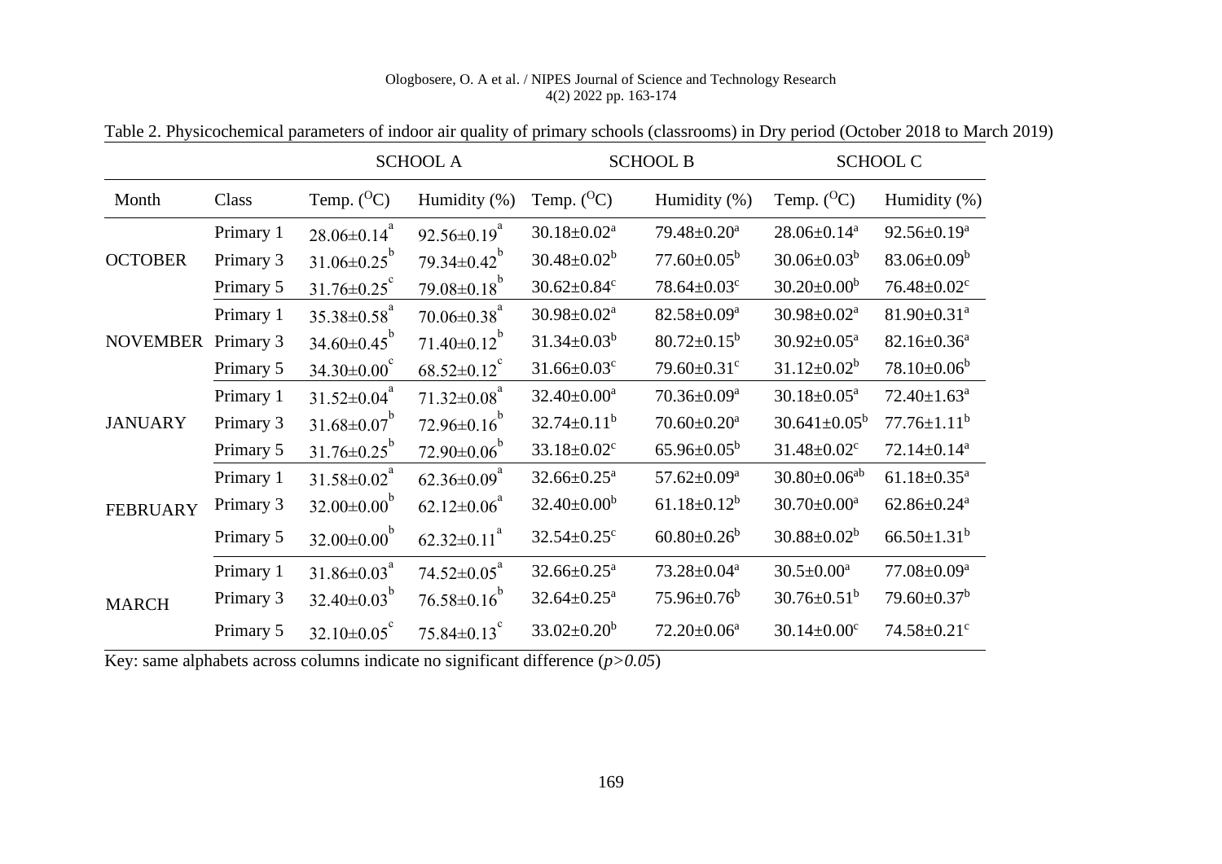Table 2. Physicochemical parameters of indoor air quality of primary schools (classrooms) in Dry period (October 2018 to March 2019)

| | | SCHOOL A | | SCHOOL B | | SCHOOL C | |
|---|---|---|---|---|---|---|---|
| Month | Class | Temp. ($^{O}C$) | Humidity (%) | Temp. ($^{O}C$) | Humidity (%) | Temp. ($^{O}C$) | Humidity (%) |
| OCTOBER | Primary 1 | $28.06{\pm}0.14^{a}$ | $92.56{\pm}0.19^{a}$ | $30.18{\pm}0.02^{a}$ | $79.48{\pm}0.20^{a}$ | $28.06{\pm}0.14^{a}$ | $92.56{\pm}0.19^{a}$ |
| | Primary 3 | $31.06{\pm}0.25^{b}$ | $79.34{\pm}0.42^{b}$ | $30.48{\pm}0.02^{b}$ | $77.60{\pm}0.05^{b}$ | $30.06{\pm}0.03^{b}$ | $83.06{\pm}0.09^{b}$ |
| | Primary 5 | $31.76{\pm}0.25^{c}$ | $79.08{\pm}0.18^{b}$ | $30.62{\pm}0.84^{c}$ | $78.64{\pm}0.03^{c}$ | $30.20{\pm}0.00^{b}$ | $76.48{\pm}0.02^{c}$ |
| NOVEMBER | Primary 1 | $35.38{\pm}0.58^{a}$ | $70.06{\pm}0.38^{a}$ | $30.98{\pm}0.02^{a}$ | $82.58{\pm}0.09^{a}$ | $30.98{\pm}0.02^{a}$ | $81.90{\pm}0.31^{a}$ |
| | Primary 3 | $34.60{\pm}0.45^{b}$ | $71.40{\pm}0.12^{b}$ | $31.34{\pm}0.03^{b}$ | $80.72{\pm}0.15^{b}$ | $30.92{\pm}0.05^{a}$ | $82.16{\pm}0.36^{a}$ |
| | Primary 5 | $34.30{\pm}0.00^{c}$ | $68.52{\pm}0.12^{c}$ | $31.66{\pm}0.03^{c}$ | $79.60{\pm}0.31^{c}$ | $31.12{\pm}0.02^{b}$ | $78.10{\pm}0.06^{b}$ |
| JANUARY | Primary 1 | $31.52{\pm}0.04^{a}$ | $71.32{\pm}0.08^{a}$ | $32.40{\pm}0.00^{a}$ | $70.36{\pm}0.09^{a}$ | $30.18{\pm}0.05^{a}$ | $72.40{\pm}1.63^{a}$ |
| | Primary 3 | $31.68{\pm}0.07^{b}$ | $72.96{\pm}0.16^{b}$ | $32.74{\pm}0.11^{b}$ | $70.60{\pm}0.20^{a}$ | $30.641{\pm}0.05^{b}$ | $77.76{\pm}1.11^{b}$ |
| | Primary 5 | $31.76{\pm}0.25^{b}$ | $72.90{\pm}0.06^{b}$ | $33.18{\pm}0.02^{c}$ | $65.96{\pm}0.05^{b}$ | $31.48{\pm}0.02^{c}$ | $72.14{\pm}0.14^{a}$ |
| FEBRUARY | Primary 1 | $31.58{\pm}0.02^{a}$ | $62.36{\pm}0.09^{a}$ | $32.66{\pm}0.25^{a}$ | $57.62{\pm}0.09^{a}$ | $30.80{\pm}0.06^{ab}$ | $61.18{\pm}0.35^{a}$ |
| | Primary 3 | $32.00{\pm}0.00^{b}$ | $62.12{\pm}0.06^{a}$ | $32.40{\pm}0.00^{b}$ | $61.18{\pm}0.12^{b}$ | $30.70{\pm}0.00^{a}$ | $62.86{\pm}0.24^{a}$ |
| | Primary 5 | $32.00{\pm}0.00^{b}$ | $62.32{\pm}0.11^{a}$ | $32.54{\pm}0.25^{c}$ | $60.80{\pm}0.26^{b}$ | $30.88{\pm}0.02^{b}$ | $66.50{\pm}1.31^{b}$ |
| MARCH | Primary 1 | $31.86{\pm}0.03^{a}$ | $74.52{\pm}0.05^{a}$ | $32.66{\pm}0.25^{a}$ | $73.28{\pm}0.04^{a}$ | $30.5{\pm}0.00^{a}$ | $77.08{\pm}0.09^{a}$ |
| | Primary 3 | $32.40{\pm}0.03^{b}$ | $76.58{\pm}0.16^{b}$ | $32.64{\pm}0.25^{a}$ | $75.96{\pm}0.76^{b}$ | $30.76{\pm}0.51^{b}$ | $79.60{\pm}0.37^{b}$ |
| | Primary 5 | $32.10{\pm}0.05^{c}$ | $75.84{\pm}0.13^{c}$ | $33.02{\pm}0.20^{b}$ | $72.20{\pm}0.06^{a}$ | $30.14{\pm}0.00^{c}$ | $74.58{\pm}0.21^{c}$ |

Key: same alphabets across columns indicate no significant difference ($p>0.05$)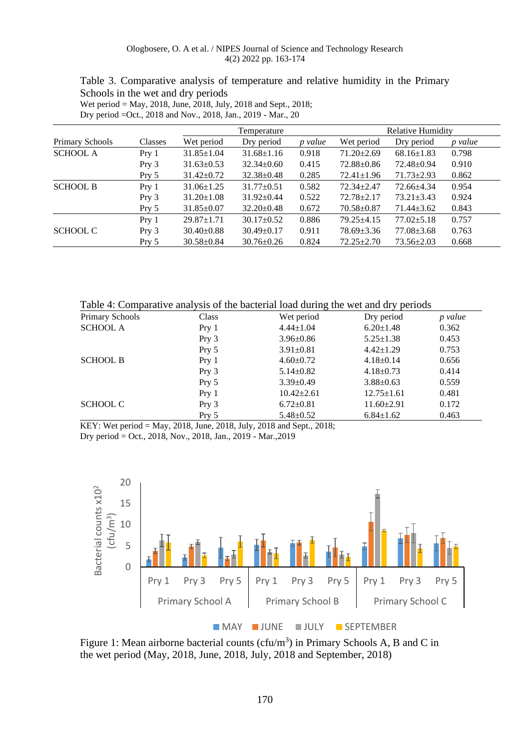Table 3. Comparative analysis of temperature and relative humidity in the Primary Schools in the wet and dry periods

Wet period = May, 2018, June, 2018, July, 2018 and Sept., 2018;
Dry period =Oct., 2018 and Nov., 2018, Jan., 2019 - Mar., 20

| | | Temperature | | | Relative Humidity | | |
|---|---|---|---|---|---|---|---|
| Primary Schools | Classes | Wet period | Dry period | *p value* | Wet period | Dry period | *p value* |
| SCHOOL A | Pry 1 | 31.85±1.04 | 31.68±1.16 | 0.918 | 71.20±2.69 | 68.16±1.83 | 0.798 |
| | Pry 3 | 31.63±0.53 | 32.34±0.60 | 0.415 | 72.88±0.86 | 72.48±0.94 | 0.910 |
| | Pry 5 | 31.42±0.72 | 32.38±0.48 | 0.285 | 72.41±1.96 | 71.73±2.93 | 0.862 |
| SCHOOL B | Pry 1 | 31.06±1.25 | 31.77±0.51 | 0.582 | 72.34±2.47 | 72.66±4.34 | 0.954 |
| | Pry 3 | 31.20±1.08 | 31.92±0.44 | 0.522 | 72.78±2.17 | 73.21±3.43 | 0.924 |
| | Pry 5 | 31.85±0.07 | 32.20±0.48 | 0.672 | 70.58±0.87 | 71.44±3.62 | 0.843 |
| | Pry 1 | 29.87±1.71 | 30.17±0.52 | 0.886 | 79.25±4.15 | 77.02±5.18 | 0.757 |
| SCHOOL C | Pry 3 | 30.40±0.88 | 30.49±0.17 | 0.911 | 78.69±3.36 | 77.08±3.68 | 0.763 |
| | Pry 5 | 30.58±0.84 | 30.76±0.26 | 0.824 | 72.25±2.70 | 73.56±2.03 | 0.668 |

Table 4: Comparative analysis of the bacterial load during the wet and dry periods

| Primary Schools | Class | Wet period | Dry period | *p value* |
|---|---|---|---|---|
| SCHOOL A | Pry 1 | 4.44±1.04 | 6.20±1.48 | 0.362 |
| | Pry 3 | 3.96±0.86 | 5.25±1.38 | 0.453 |
| | Pry 5 | 3.91±0.81 | 4.42±1.29 | 0.753 |
| SCHOOL B | Pry 1 | 4.60±0.72 | 4.18±0.14 | 0.656 |
| | Pry 3 | 5.14±0.82 | 4.18±0.73 | 0.414 |
| | Pry 5 | 3.39±0.49 | 3.88±0.63 | 0.559 |
| | Pry 1 | 10.42±2.61 | 12.75±1.61 | 0.481 |
| SCHOOL C | Pry 3 | 6.72±0.81 | 11.60±2.91 | 0.172 |
| | Pry 5 | 5.48±0.52 | 6.84±1.62 | 0.463 |

KEY: Wet period = May, 2018, June, 2018, July, 2018 and Sept., 2018;
Dry period = Oct., 2018, Nov., 2018, Jan., 2019 - Mar.,2019

Bacterial counts x10$^2$ (cfu/m$^3$)

20
15
10
5
0

Pry 1 Pry 3 Pry 5 Pry 1 Pry 3 Pry 5 Pry 1 Pry 3 Pry 5

Primary School A Primary School B Primary School C

MAY JUNE JULY SEPTEMBER

Figure 1: Mean airborne bacterial counts (cfu/m$^3$) in Primary Schools A, B and C in the wet period (May, 2018, June, 2018, July, 2018 and September, 2018)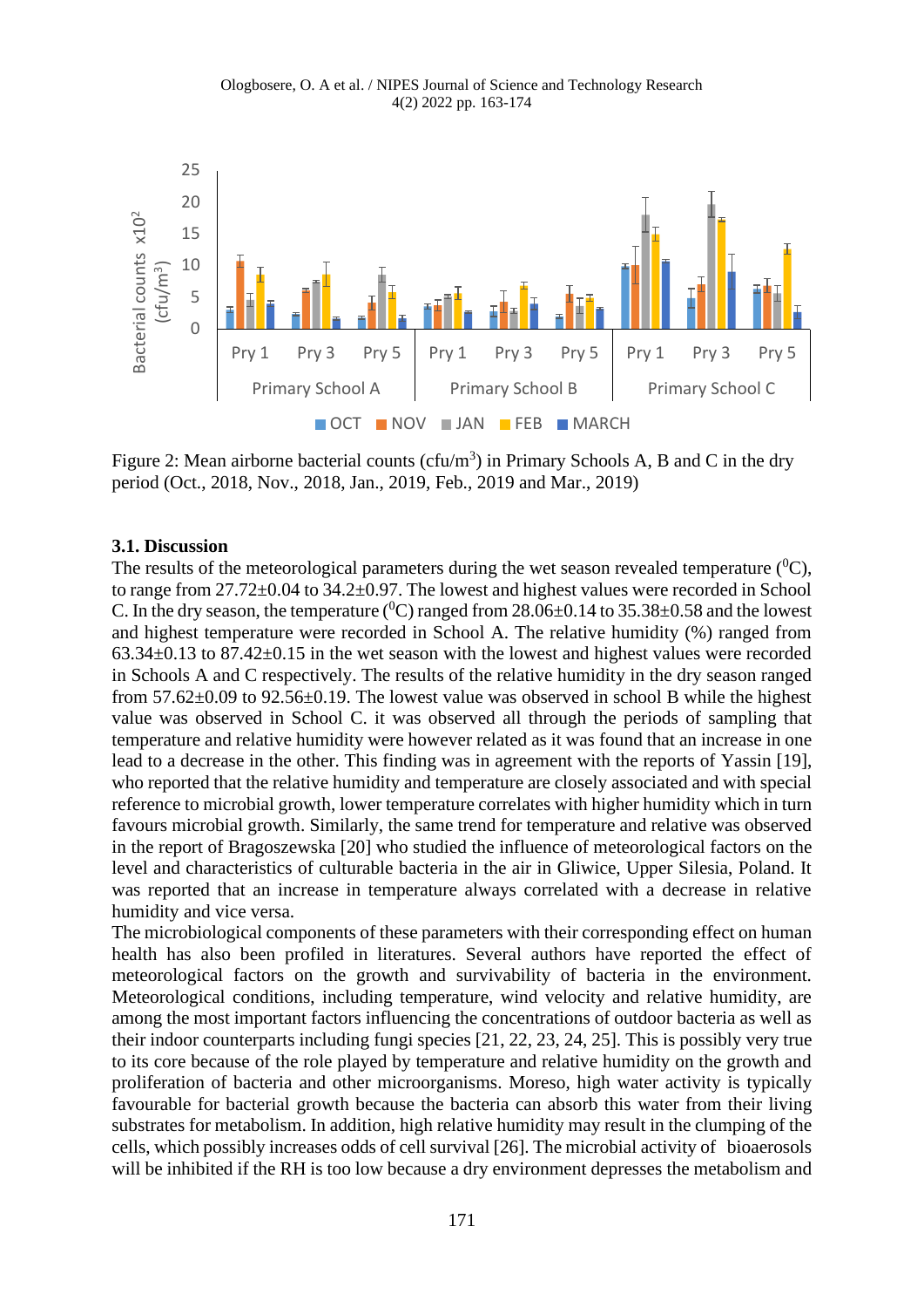Bacterial counts x10$^2$ (cfu/m$^3$)

25
20
15
10
5
0

Pry 1 Pry 3 Pry 5 Pry 1 Pry 3 Pry 5 Pry 1 Pry 3 Pry 5

Primary School A Primary School B Primary School C

OCT NOV JAN FEB MARCH

Figure 2: Mean airborne bacterial counts (cfu/m$^3$) in Primary Schools A, B and C in the dry period (Oct., 2018, Nov., 2018, Jan., 2019, Feb., 2019 and Mar., 2019)

### 3.1. Discussion

The results of the meteorological parameters during the wet season revealed temperature ($^0$C), to range from 27.72±0.04 to 34.2±0.97. The lowest and highest values were recorded in School C. In the dry season, the temperature ($^0$C) ranged from 28.06±0.14 to 35.38±0.58 and the lowest and highest temperature were recorded in School A. The relative humidity (%) ranged from 63.34±0.13 to 87.42±0.15 in the wet season with the lowest and highest values were recorded in Schools A and C respectively. The results of the relative humidity in the dry season ranged from 57.62±0.09 to 92.56±0.19. The lowest value was observed in school B while the highest value was observed in School C. it was observed all through the periods of sampling that temperature and relative humidity were however related as it was found that an increase in one lead to a decrease in the other. This finding was in agreement with the reports of Yassin [19], who reported that the relative humidity and temperature are closely associated and with special reference to microbial growth, lower temperature correlates with higher humidity which in turn favours microbial growth. Similarly, the same trend for temperature and relative was observed in the report of Bragoszewska [20] who studied the influence of meteorological factors on the level and characteristics of culturable bacteria in the air in Gliwice, Upper Silesia, Poland. It was reported that an increase in temperature always correlated with a decrease in relative humidity and vice versa.

The microbiological components of these parameters with their corresponding effect on human health has also been profiled in literatures. Several authors have reported the effect of meteorological factors on the growth and survivability of bacteria in the environment. Meteorological conditions, including temperature, wind velocity and relative humidity, are among the most important factors influencing the concentrations of outdoor bacteria as well as their indoor counterparts including fungi species [21, 22, 23, 24, 25]. This is possibly very true to its core because of the role played by temperature and relative humidity on the growth and proliferation of bacteria and other microorganisms. Moreso, high water activity is typically favourable for bacterial growth because the bacteria can absorb this water from their living substrates for metabolism. In addition, high relative humidity may result in the clumping of the cells, which possibly increases odds of cell survival [26]. The microbial activity of bioaerosols will be inhibited if the RH is too low because a dry environment depresses the metabolism and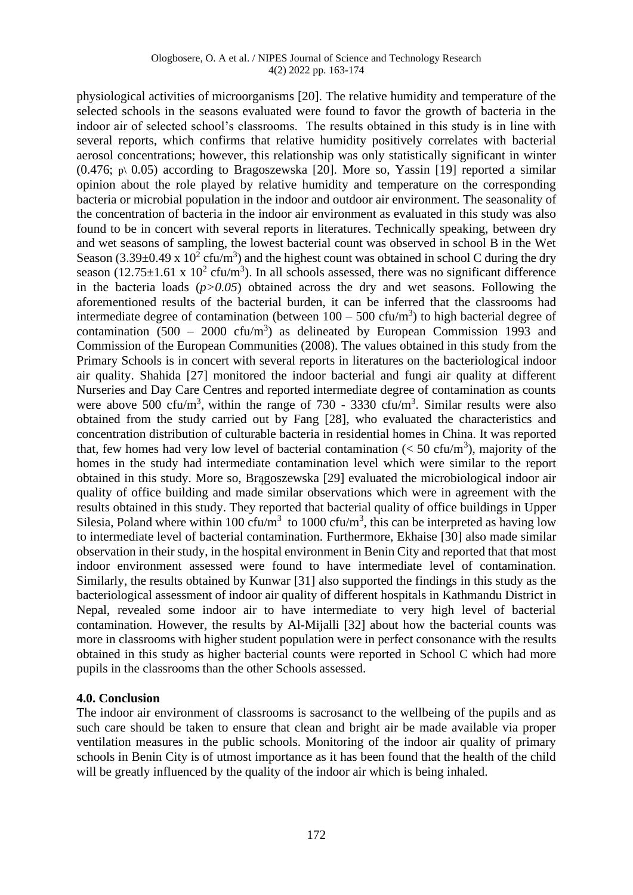physiological activities of microorganisms [20]. The relative humidity and temperature of the selected schools in the seasons evaluated were found to favor the growth of bacteria in the indoor air of selected school's classrooms. The results obtained in this study is in line with several reports, which confirms that relative humidity positively correlates with bacterial aerosol concentrations; however, this relationship was only statistically significant in winter (0.476; p\ 0.05) according to Bragoszewska [20]. More so, Yassin [19] reported a similar opinion about the role played by relative humidity and temperature on the corresponding bacteria or microbial population in the indoor and outdoor air environment. The seasonality of the concentration of bacteria in the indoor air environment as evaluated in this study was also found to be in concert with several reports in literatures. Technically speaking, between dry and wet seasons of sampling, the lowest bacterial count was observed in school B in the Wet Season ($3.39 \pm 0.49 \times 10^2$ cfu/m$^3$) and the highest count was obtained in school C during the dry season ($12.75 \pm 1.61 \times 10^2$ cfu/m$^3$). In all schools assessed, there was no significant difference in the bacteria loads ($p > 0.05$) obtained across the dry and wet seasons. Following the aforementioned results of the bacterial burden, it can be inferred that the classrooms had intermediate degree of contamination (between 100 – 500 cfu/m$^3$) to high bacterial degree of contamination (500 – 2000 cfu/m$^3$) as delineated by European Commission 1993 and Commission of the European Communities (2008). The values obtained in this study from the Primary Schools is in concert with several reports in literatures on the bacteriological indoor air quality. Shahida [27] monitored the indoor bacterial and fungi air quality at different Nurseries and Day Care Centres and reported intermediate degree of contamination as counts were above 500 cfu/m$^3$, within the range of 730 - 3330 cfu/m$^3$. Similar results were also obtained from the study carried out by Fang [28], who evaluated the characteristics and concentration distribution of culturable bacteria in residential homes in China. It was reported that, few homes had very low level of bacterial contamination (< 50 cfu/m$^3$), majority of the homes in the study had intermediate contamination level which were similar to the report obtained in this study. More so, Brągoszewska [29] evaluated the microbiological indoor air quality of office building and made similar observations which were in agreement with the results obtained in this study. They reported that bacterial quality of office buildings in Upper Silesia, Poland where within 100 cfu/m$^3$ to 1000 cfu/m$^3$, this can be interpreted as having low to intermediate level of bacterial contamination. Furthermore, Ekhaise [30] also made similar observation in their study, in the hospital environment in Benin City and reported that that most indoor environment assessed were found to have intermediate level of contamination. Similarly, the results obtained by Kunwar [31] also supported the findings in this study as the bacteriological assessment of indoor air quality of different hospitals in Kathmandu District in Nepal, revealed some indoor air to have intermediate to very high level of bacterial contamination. However, the results by Al-Mijalli [32] about how the bacterial counts was more in classrooms with higher student population were in perfect consonance with the results obtained in this study as higher bacterial counts were reported in School C which had more pupils in the classrooms than the other Schools assessed.

## 4.0. Conclusion

The indoor air environment of classrooms is sacrosanct to the wellbeing of the pupils and as such care should be taken to ensure that clean and bright air be made available via proper ventilation measures in the public schools. Monitoring of the indoor air quality of primary schools in Benin City is of utmost importance as it has been found that the health of the child will be greatly influenced by the quality of the indoor air which is being inhaled.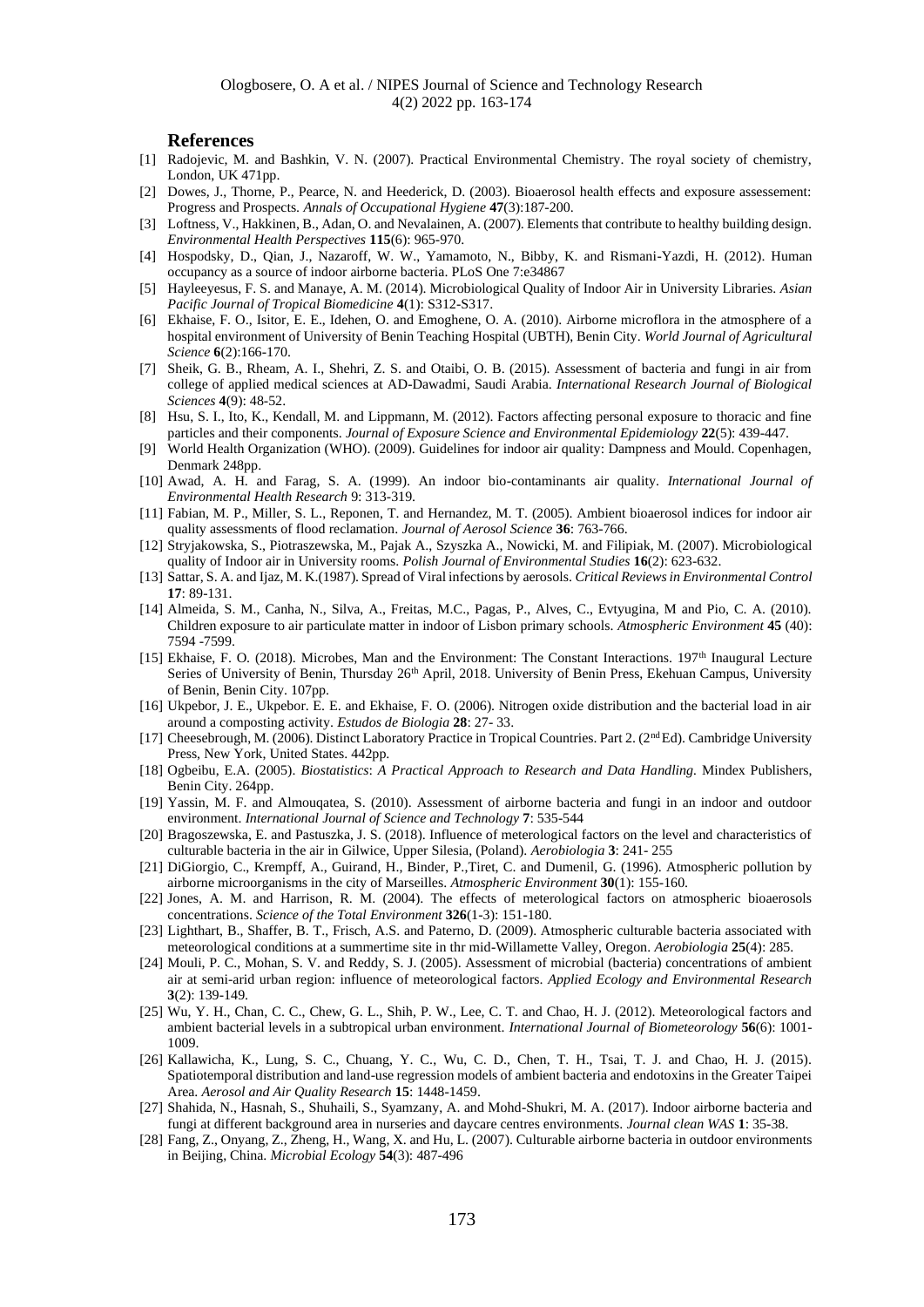## References

[1] Radojevic, M. and Bashkin, V. N. (2007). Practical Environmental Chemistry. The royal society of chemistry, London, UK 471pp.

[2] Dowes, J., Thorne, P., Pearce, N. and Heederick, D. (2003). Bioaerosol health effects and exposure assessement: Progress and Prospects. *Annals of Occupational Hygiene* **47**(3):187-200.

[3] Loftness, V., Hakkinen, B., Adan, O. and Nevalainen, A. (2007). Elements that contribute to healthy building design. *Environmental Health Perspectives* **115**(6): 965-970.

[4] Hospodsky, D., Qian, J., Nazaroff, W. W., Yamamoto, N., Bibby, K. and Rismani-Yazdi, H. (2012). Human occupancy as a source of indoor airborne bacteria. PLoS One 7:e34867

[5] Hayleeyesus, F. S. and Manaye, A. M. (2014). Microbiological Quality of Indoor Air in University Libraries. *Asian Pacific Journal of Tropical Biomedicine* **4**(1): S312-S317.

[6] Ekhaise, F. O., Isitor, E. E., Idehen, O. and Emoghene, O. A. (2010). Airborne microflora in the atmosphere of a hospital environment of University of Benin Teaching Hospital (UBTH), Benin City. *World Journal of Agricultural Science* **6**(2):166-170.

[7] Sheik, G. B., Rheam, A. I., Shehri, Z. S. and Otaibi, O. B. (2015). Assessment of bacteria and fungi in air from college of applied medical sciences at AD-Dawadmi, Saudi Arabia. *International Research Journal of Biological Sciences* **4**(9): 48-52.

[8] Hsu, S. I., Ito, K., Kendall, M. and Lippmann, M. (2012). Factors affecting personal exposure to thoracic and fine particles and their components. *Journal of Exposure Science and Environmental Epidemiology* **22**(5): 439-447.

[9] World Health Organization (WHO). (2009). Guidelines for indoor air quality: Dampness and Mould. Copenhagen, Denmark 248pp.

[10] Awad, A. H. and Farag, S. A. (1999). An indoor bio-contaminants air quality. *International Journal of Environmental Health Research* 9: 313-319.

[11] Fabian, M. P., Miller, S. L., Reponen, T. and Hernandez, M. T. (2005). Ambient bioaerosol indices for indoor air quality assessments of flood reclamation. *Journal of Aerosol Science* **36**: 763-766.

[12] Stryjakowska, S., Piotraszewska, M., Pajak A., Szyszka A., Nowicki, M. and Filipiak, M. (2007). Microbiological quality of Indoor air in University rooms. *Polish Journal of Environmental Studies* **16**(2): 623-632.

[13] Sattar, S. A. and Ijaz, M. K.(1987). Spread of Viral infections by aerosols. *Critical Reviews in Environmental Control* **17**: 89-131.

[14] Almeida, S. M., Canha, N., Silva, A., Freitas, M.C., Pagas, P., Alves, C., Evtyugina, M and Pio, C. A. (2010). Children exposure to air particulate matter in indoor of Lisbon primary schools. *Atmospheric Environment* **45** (40): 7594 -7599.

[15] Ekhaise, F. O. (2018). Microbes, Man and the Environment: The Constant Interactions. 197th Inaugural Lecture Series of University of Benin, Thursday 26th April, 2018. University of Benin Press, Ekehuan Campus, University of Benin, Benin City. 107pp.

[16] Ukpebor, J. E., Ukpebor. E. E. and Ekhaise, F. O. (2006). Nitrogen oxide distribution and the bacterial load in air around a composting activity. *Estudos de Biologia* **28**: 27- 33.

[17] Cheesebrough, M. (2006). Distinct Laboratory Practice in Tropical Countries. Part 2. (2nd Ed). Cambridge University Press, New York, United States. 442pp.

[18] Ogbeibu, E.A. (2005). *Biostatistics*: *A Practical Approach to Research and Data Handling*. Mindex Publishers, Benin City. 264pp.

[19] Yassin, M. F. and Almouqatea, S. (2010). Assessment of airborne bacteria and fungi in an indoor and outdoor environment. *International Journal of Science and Technology* **7**: 535-544

[20] Bragoszewska, E. and Pastuszka, J. S. (2018). Influence of meterological factors on the level and characteristics of culturable bacteria in the air in Gilwice, Upper Silesia, (Poland). *Aerobiologia* **3**: 241- 255

[21] DiGiorgio, C., Krempff, A., Guirand, H., Binder, P.,Tiret, C. and Dumenil, G. (1996). Atmospheric pollution by airborne microorganisms in the city of Marseilles. *Atmospheric Environment* **30**(1): 155-160.

[22] Jones, A. M. and Harrison, R. M. (2004). The effects of meterological factors on atmospheric bioaerosols concentrations. *Science of the Total Environment* **326**(1-3): 151-180.

[23] Lighthart, B., Shaffer, B. T., Frisch, A.S. and Paterno, D. (2009). Atmospheric culturable bacteria associated with meteorological conditions at a summertime site in thr mid-Willamette Valley, Oregon. *Aerobiologia* **25**(4): 285.

[24] Mouli, P. C., Mohan, S. V. and Reddy, S. J. (2005). Assessment of microbial (bacteria) concentrations of ambient air at semi-arid urban region: influence of meteorological factors. *Applied Ecology and Environmental Research* **3**(2): 139-149.

[25] Wu, Y. H., Chan, C. C., Chew, G. L., Shih, P. W., Lee, C. T. and Chao, H. J. (2012). Meteorological factors and ambient bacterial levels in a subtropical urban environment. *International Journal of Biometeorology* **56**(6): 1001-1009.

[26] Kallawicha, K., Lung, S. C., Chuang, Y. C., Wu, C. D., Chen, T. H., Tsai, T. J. and Chao, H. J. (2015). Spatiotemporal distribution and land-use regression models of ambient bacteria and endotoxins in the Greater Taipei Area. *Aerosol and Air Quality Research* **15**: 1448-1459.

[27] Shahida, N., Hasnah, S., Shuhaili, S., Syamzany, A. and Mohd-Shukri, M. A. (2017). Indoor airborne bacteria and fungi at different background area in nurseries and daycare centres environments. *Journal clean WAS* **1**: 35-38.

[28] Fang, Z., Onyang, Z., Zheng, H., Wang, X. and Hu, L. (2007). Culturable airborne bacteria in outdoor environments in Beijing, China. *Microbial Ecology* **54**(3): 487-496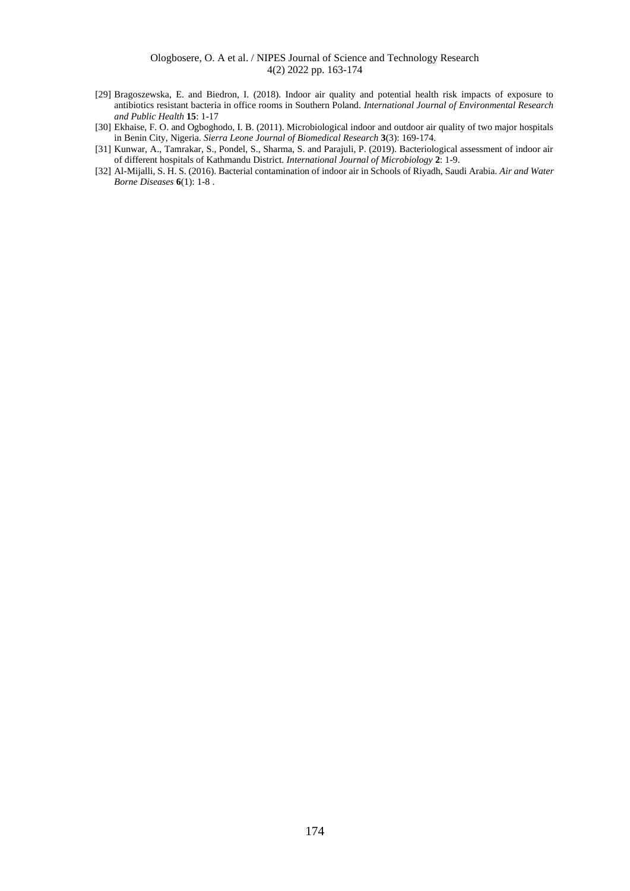[29] Bragoszewska, E. and Biedron, I. (2018). Indoor air quality and potential health risk impacts of exposure to antibiotics resistant bacteria in office rooms in Southern Poland. *International Journal of Environmental Research and Public Health* **15**: 1-17

[30] Ekhaise, F. O. and Ogboghodo, I. B. (2011). Microbiological indoor and outdoor air quality of two major hospitals in Benin City, Nigeria. *Sierra Leone Journal of Biomedical Research* **3**(3): 169-174.

[31] Kunwar, A., Tamrakar, S., Pondel, S., Sharma, S. and Parajuli, P. (2019). Bacteriological assessment of indoor air of different hospitals of Kathmandu District. *International Journal of Microbiology* **2**: 1-9.

[32] Al-Mijalli, S. H. S. (2016). Bacterial contamination of indoor air in Schools of Riyadh, Saudi Arabia. *Air and Water Borne Diseases* **6**(1): 1-8 .